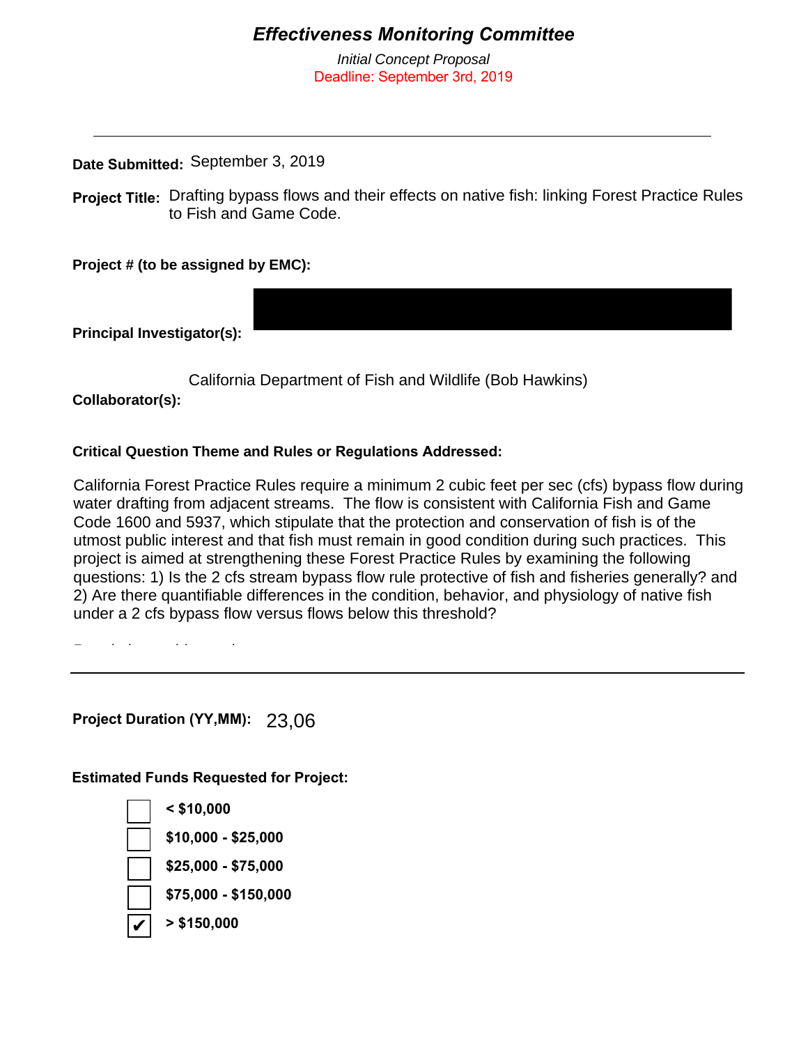# *Effectiveness Monitoring Committee*

*Initial Concept Proposal*

Deadline: September 3rd, 2019

---

**Date Submitted:** September 3, 2019

**Project Title:** Drafting bypass flows and their effects on native fish: linking Forest Practice Rules to Fish and Game Code.

**Project # (to be assigned by EMC):**

**Principal Investigator(s):**

**Collaborator(s):** California Department of Fish and Wildlife (Bob Hawkins)

**Critical Question Theme and Rules or Regulations Addressed:**

California Forest Practice Rules require a minimum 2 cubic feet per sec (cfs) bypass flow during water drafting from adjacent streams. The flow is consistent with California Fish and Game Code 1600 and 5937, which stipulate that the protection and conservation of fish is of the utmost public interest and that fish must remain in good condition during such practices. This project is aimed at strengthening these Forest Practice Rules by examining the following questions: 1) Is the 2 cfs stream bypass flow rule protective of fish and fisheries generally? and 2) Are there quantifiable differences in the condition, behavior, and physiology of native fish under a 2 cfs bypass flow versus flows below this threshold?

---

**Project Duration (YY,MM):** 23,06

**Estimated Funds Requested for Project:**

- [ ] **< $10,000**
- [ ] **$10,000 - $25,000**
- [ ] **$25,000 - $75,000**
- [ ] **$75,000 - $150,000**
- [x] **> $150,000**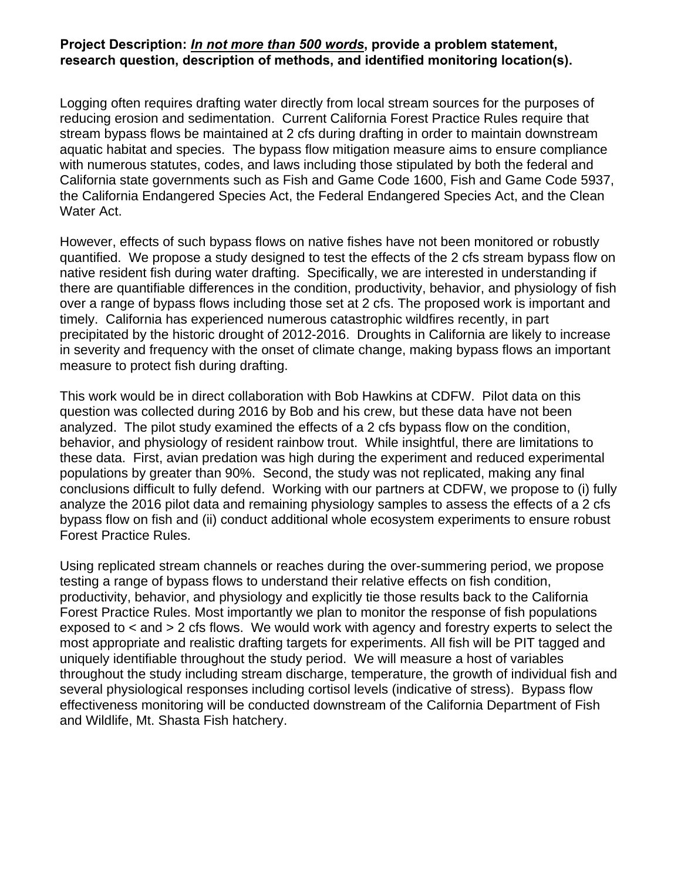**Project Description: _**In not more than 500 words**_, provide a problem statement, research question, description of methods, and identified monitoring location(s).**

Logging often requires drafting water directly from local stream sources for the purposes of reducing erosion and sedimentation. Current California Forest Practice Rules require that stream bypass flows be maintained at 2 cfs during drafting in order to maintain downstream aquatic habitat and species. The bypass flow mitigation measure aims to ensure compliance with numerous statutes, codes, and laws including those stipulated by both the federal and California state governments such as Fish and Game Code 1600, Fish and Game Code 5937, the California Endangered Species Act, the Federal Endangered Species Act, and the Clean Water Act.

However, effects of such bypass flows on native fishes have not been monitored or robustly quantified. We propose a study designed to test the effects of the 2 cfs stream bypass flow on native resident fish during water drafting. Specifically, we are interested in understanding if there are quantifiable differences in the condition, productivity, behavior, and physiology of fish over a range of bypass flows including those set at 2 cfs. The proposed work is important and timely. California has experienced numerous catastrophic wildfires recently, in part precipitated by the historic drought of 2012-2016. Droughts in California are likely to increase in severity and frequency with the onset of climate change, making bypass flows an important measure to protect fish during drafting.

This work would be in direct collaboration with Bob Hawkins at CDFW. Pilot data on this question was collected during 2016 by Bob and his crew, but these data have not been analyzed. The pilot study examined the effects of a 2 cfs bypass flow on the condition, behavior, and physiology of resident rainbow trout. While insightful, there are limitations to these data. First, avian predation was high during the experiment and reduced experimental populations by greater than 90%. Second, the study was not replicated, making any final conclusions difficult to fully defend. Working with our partners at CDFW, we propose to (i) fully analyze the 2016 pilot data and remaining physiology samples to assess the effects of a 2 cfs bypass flow on fish and (ii) conduct additional whole ecosystem experiments to ensure robust Forest Practice Rules.

Using replicated stream channels or reaches during the over-summering period, we propose testing a range of bypass flows to understand their relative effects on fish condition, productivity, behavior, and physiology and explicitly tie those results back to the California Forest Practice Rules. Most importantly we plan to monitor the response of fish populations exposed to < and > 2 cfs flows. We would work with agency and forestry experts to select the most appropriate and realistic drafting targets for experiments. All fish will be PIT tagged and uniquely identifiable throughout the study period. We will measure a host of variables throughout the study including stream discharge, temperature, the growth of individual fish and several physiological responses including cortisol levels (indicative of stress). Bypass flow effectiveness monitoring will be conducted downstream of the California Department of Fish and Wildlife, Mt. Shasta Fish hatchery.